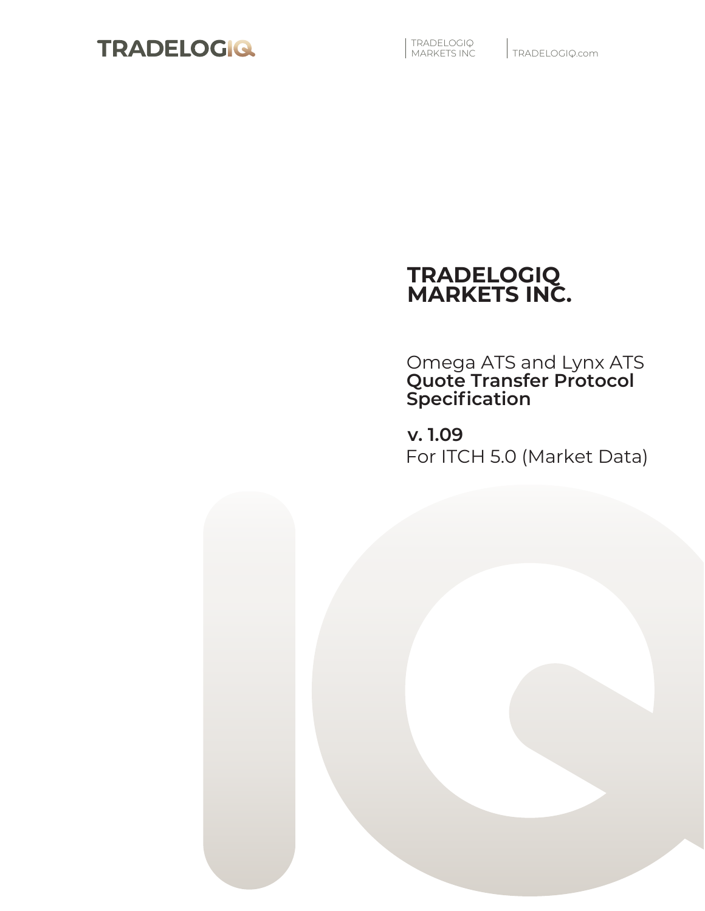TRADELOGIQ

TRADELOGIQ MARKETS INC | TRADELOGIQ.com

# TRADELOGIQ MARKETS INC.

Omega ATS and Lynx ATS
**Quote Transfer Protocol Specification**

**v. 1.09**
For ITCH 5.0 (Market Data)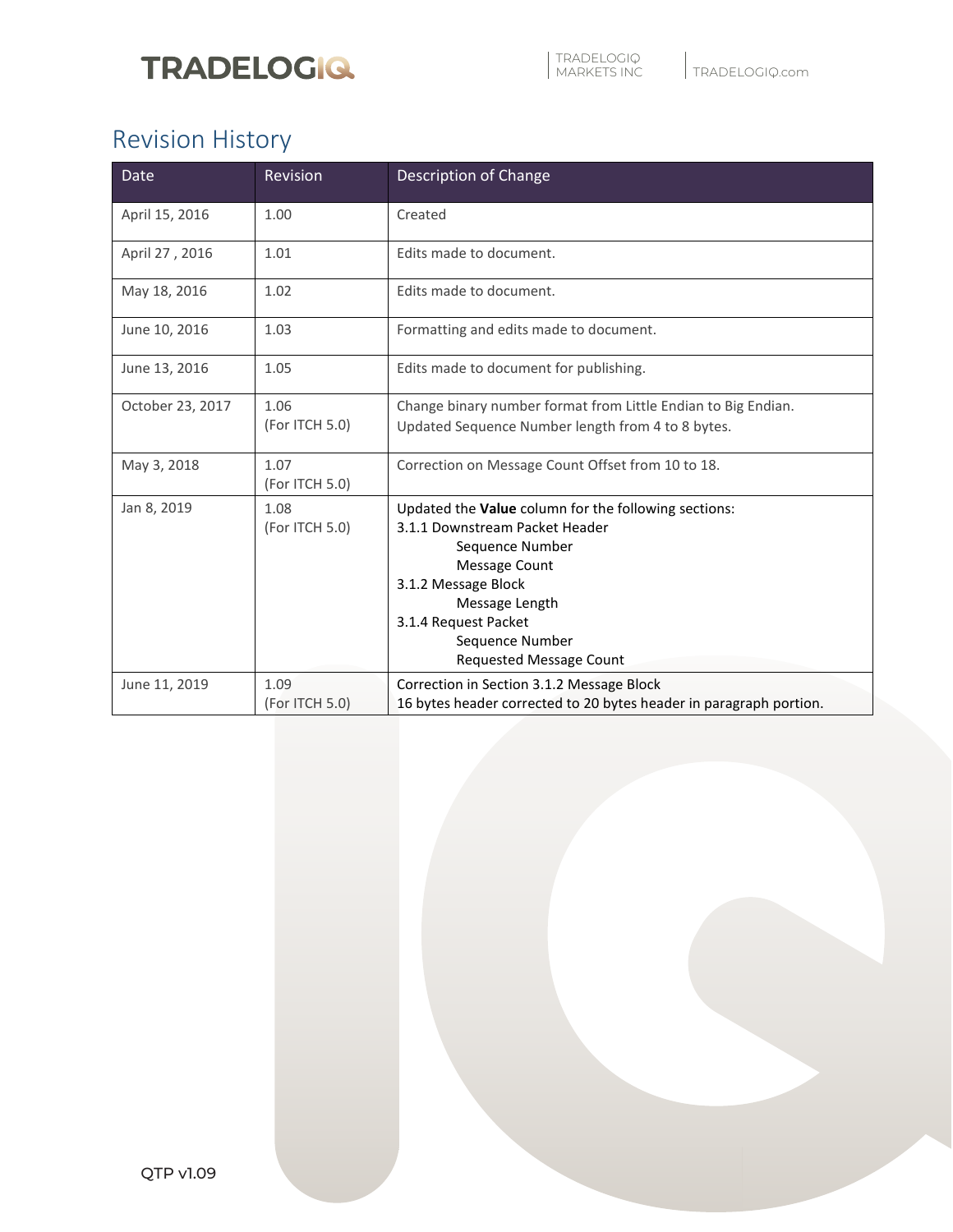## Revision History

| Date | Revision | Description of Change |
|---|---|---|
| April 15, 2016 | 1.00 | Created |
| April 27 , 2016 | 1.01 | Edits made to document. |
| May 18, 2016 | 1.02 | Edits made to document. |
| June 10, 2016 | 1.03 | Formatting and edits made to document. |
| June 13, 2016 | 1.05 | Edits made to document for publishing. |
| October 23, 2017 | 1.06<br>(For ITCH 5.0) | Change binary number format from Little Endian to Big Endian.<br>Updated Sequence Number length from 4 to 8 bytes. |
| May 3, 2018 | 1.07<br>(For ITCH 5.0) | Correction on Message Count Offset from 10 to 18. |
| Jan 8, 2019 | 1.08<br>(For ITCH 5.0) | Updated the **Value** column for the following sections:<br>3.1.1 Downstream Packet Header<br>Sequence Number<br>Message Count<br>3.1.2 Message Block<br>Message Length<br>3.1.4 Request Packet<br>Sequence Number<br>Requested Message Count |
| June 11, 2019 | 1.09<br>(For ITCH 5.0) | Correction in Section 3.1.2 Message Block<br>16 bytes header corrected to 20 bytes header in paragraph portion. |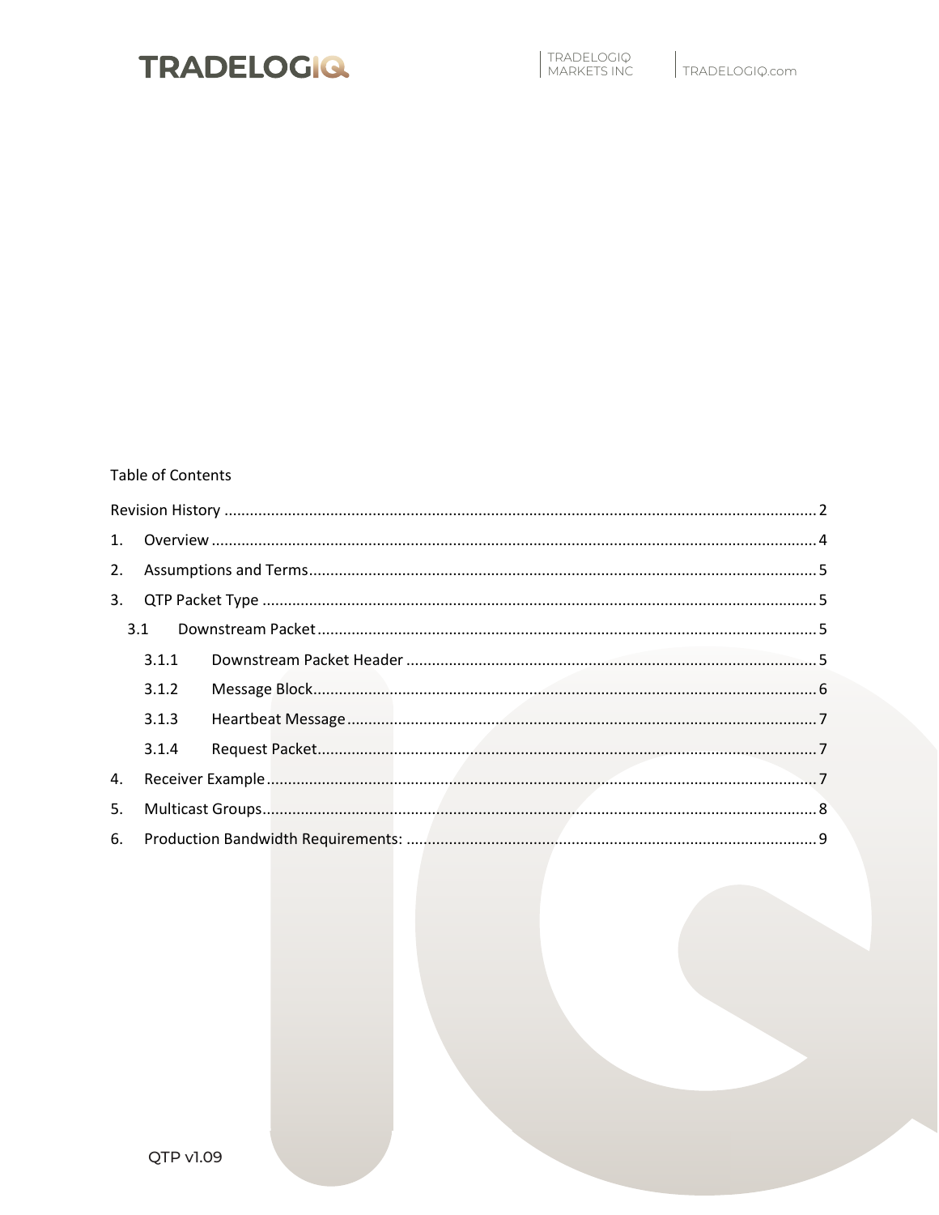Table of Contents

- Revision History .......... 2
- 1. Overview .......... 4
- 2. Assumptions and Terms .......... 5
- 3. QTP Packet Type .......... 5
  - 3.1 Downstream Packet .......... 5
    - 3.1.1 Downstream Packet Header .......... 5
    - 3.1.2 Message Block .......... 6
    - 3.1.3 Heartbeat Message .......... 7
    - 3.1.4 Request Packet .......... 7
- 4. Receiver Example .......... 7
- 5. Multicast Groups .......... 8
- 6. Production Bandwidth Requirements: .......... 9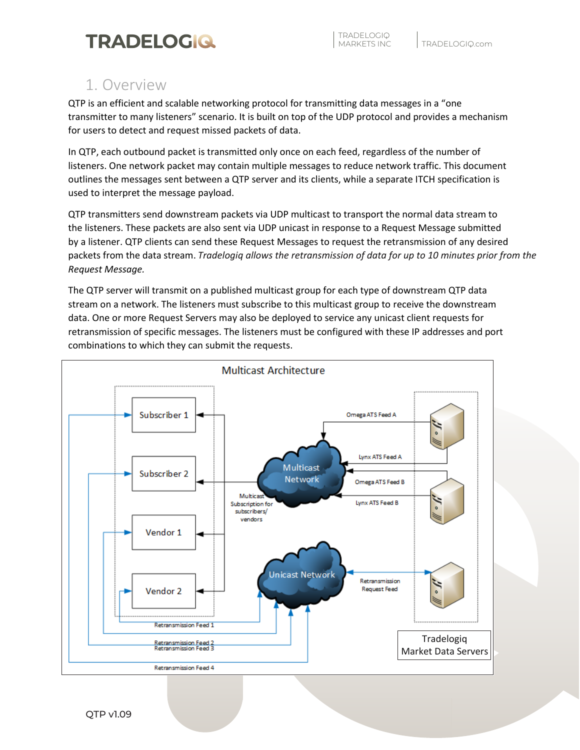## 1. Overview

QTP is an efficient and scalable networking protocol for transmitting data messages in a "one transmitter to many listeners" scenario. It is built on top of the UDP protocol and provides a mechanism for users to detect and request missed packets of data.

In QTP, each outbound packet is transmitted only once on each feed, regardless of the number of listeners. One network packet may contain multiple messages to reduce network traffic. This document outlines the messages sent between a QTP server and its clients, while a separate ITCH specification is used to interpret the message payload.

QTP transmitters send downstream packets via UDP multicast to transport the normal data stream to the listeners. These packets are also sent via UDP unicast in response to a Request Message submitted by a listener. QTP clients can send these Request Messages to request the retransmission of any desired packets from the data stream. *Tradelogiq allows the retransmission of data for up to 10 minutes prior from the Request Message.*

The QTP server will transmit on a published multicast group for each type of downstream QTP data stream on a network. The listeners must subscribe to this multicast group to receive the downstream data. One or more Request Servers may also be deployed to service any unicast client requests for retransmission of specific messages. The listeners must be configured with these IP addresses and port combinations to which they can submit the requests.

Multicast Architecture

Subscriber 1, Subscriber 2, Vendor 1, Vendor 2

Multicast Network — Multicast Subscription for subscribers/ vendors

Omega ATS Feed A, Lynx ATS Feed A, Omega ATS Feed B, Lynx ATS Feed B

Unicast Network — Retransmission Request Feed

Retransmission Feed 1, Retransmission Feed 2, Retransmission Feed 3, Retransmission Feed 4

Tradelogiq Market Data Servers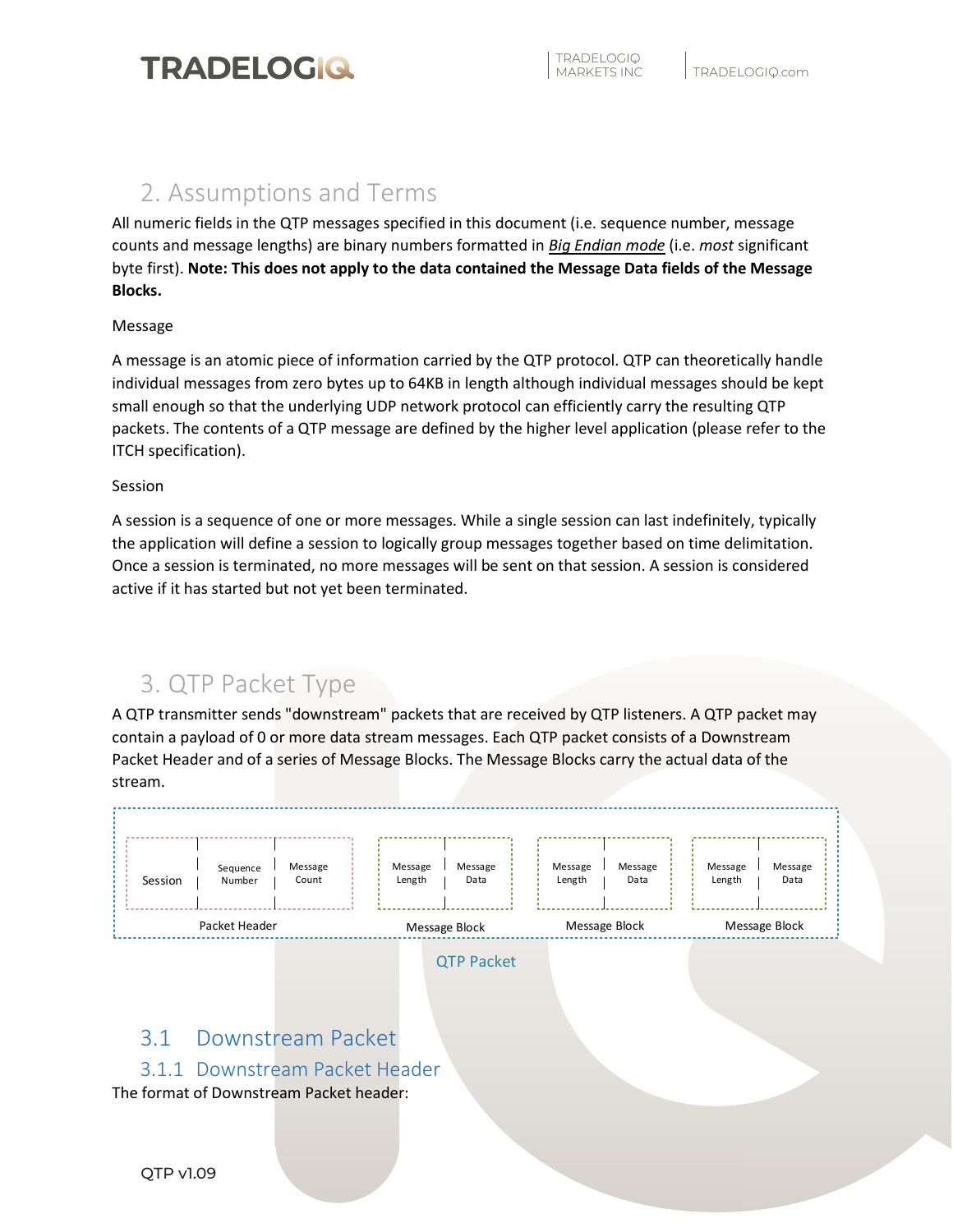# 2. Assumptions and Terms

All numeric fields in the QTP messages specified in this document (i.e. sequence number, message counts and message lengths) are binary numbers formatted in ***Big Endian mode*** (i.e. *most* significant byte first). **Note: This does not apply to the data contained the Message Data fields of the Message Blocks.**

Message

A message is an atomic piece of information carried by the QTP protocol. QTP can theoretically handle individual messages from zero bytes up to 64KB in length although individual messages should be kept small enough so that the underlying UDP network protocol can efficiently carry the resulting QTP packets. The contents of a QTP message are defined by the higher level application (please refer to the ITCH specification).

Session

A session is a sequence of one or more messages. While a single session can last indefinitely, typically the application will define a session to logically group messages together based on time delimitation. Once a session is terminated, no more messages will be sent on that session. A session is considered active if it has started but not yet been terminated.

# 3. QTP Packet Type

A QTP transmitter sends "downstream" packets that are received by QTP listeners. A QTP packet may contain a payload of 0 or more data stream messages. Each QTP packet consists of a Downstream Packet Header and of a series of Message Blocks. The Message Blocks carry the actual data of the stream.

| Session | Sequence Number | Message Count | Message Length | Message Data | Message Length | Message Data | Message Length | Message Data |
|---|---|---|---|---|---|---|---|---|
| Packet Header | | | Message Block | | Message Block | | Message Block | |

QTP Packet

## 3.1 Downstream Packet

### 3.1.1 Downstream Packet Header

The format of Downstream Packet header: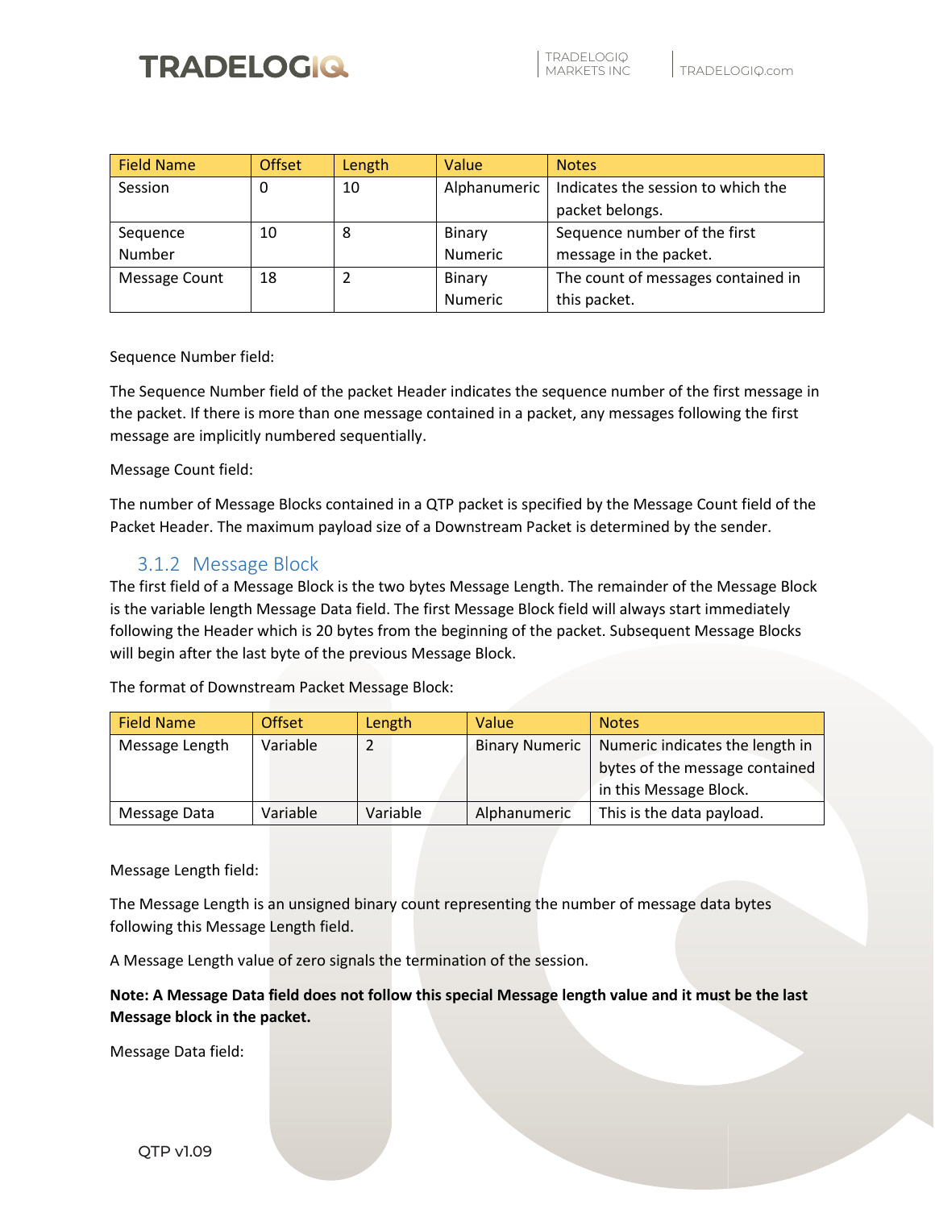| Field Name | Offset | Length | Value | Notes |
|---|---|---|---|---|
| Session | 0 | 10 | Alphanumeric | Indicates the session to which the packet belongs. |
| Sequence Number | 10 | 8 | Binary Numeric | Sequence number of the first message in the packet. |
| Message Count | 18 | 2 | Binary Numeric | The count of messages contained in this packet. |

Sequence Number field:

The Sequence Number field of the packet Header indicates the sequence number of the first message in the packet. If there is more than one message contained in a packet, any messages following the first message are implicitly numbered sequentially.

Message Count field:

The number of Message Blocks contained in a QTP packet is specified by the Message Count field of the Packet Header. The maximum payload size of a Downstream Packet is determined by the sender.

### 3.1.2 Message Block

The first field of a Message Block is the two bytes Message Length. The remainder of the Message Block is the variable length Message Data field. The first Message Block field will always start immediately following the Header which is 20 bytes from the beginning of the packet. Subsequent Message Blocks will begin after the last byte of the previous Message Block.

The format of Downstream Packet Message Block:

| Field Name | Offset | Length | Value | Notes |
|---|---|---|---|---|
| Message Length | Variable | 2 | Binary Numeric | Numeric indicates the length in bytes of the message contained in this Message Block. |
| Message Data | Variable | Variable | Alphanumeric | This is the data payload. |

Message Length field:

The Message Length is an unsigned binary count representing the number of message data bytes following this Message Length field.

A Message Length value of zero signals the termination of the session.

**Note: A Message Data field does not follow this special Message length value and it must be the last Message block in the packet.**

Message Data field: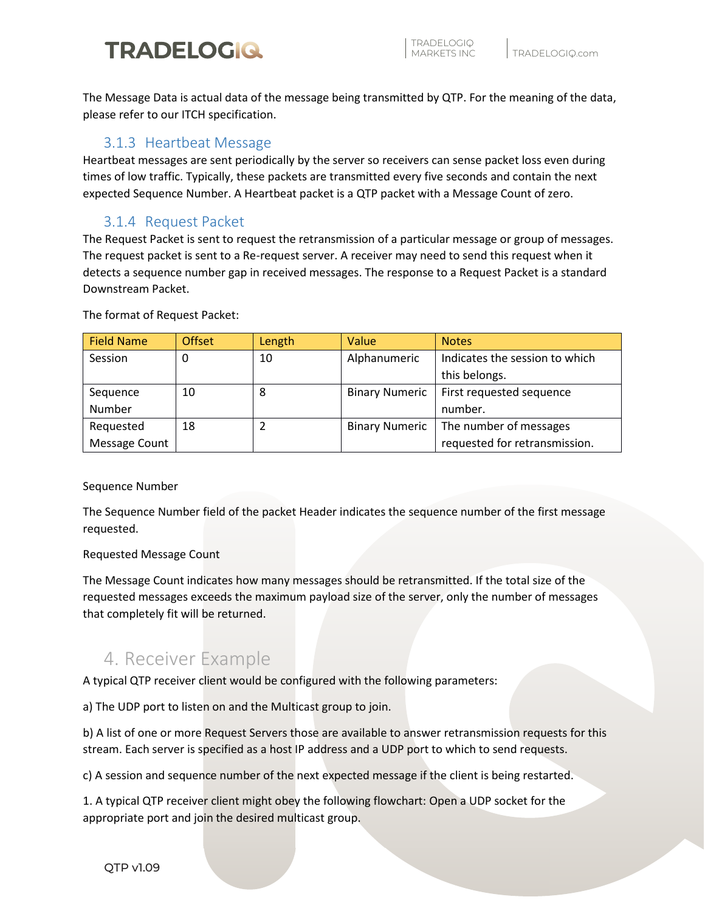The Message Data is actual data of the message being transmitted by QTP. For the meaning of the data, please refer to our ITCH specification.

### 3.1.3 Heartbeat Message

Heartbeat messages are sent periodically by the server so receivers can sense packet loss even during times of low traffic. Typically, these packets are transmitted every five seconds and contain the next expected Sequence Number. A Heartbeat packet is a QTP packet with a Message Count of zero.

### 3.1.4 Request Packet

The Request Packet is sent to request the retransmission of a particular message or group of messages. The request packet is sent to a Re-request server. A receiver may need to send this request when it detects a sequence number gap in received messages. The response to a Request Packet is a standard Downstream Packet.

The format of Request Packet:

| Field Name | Offset | Length | Value | Notes |
|---|---|---|---|---|
| Session | 0 | 10 | Alphanumeric | Indicates the session to which this belongs. |
| Sequence Number | 10 | 8 | Binary Numeric | First requested sequence number. |
| Requested Message Count | 18 | 2 | Binary Numeric | The number of messages requested for retransmission. |

Sequence Number

The Sequence Number field of the packet Header indicates the sequence number of the first message requested.

Requested Message Count

The Message Count indicates how many messages should be retransmitted. If the total size of the requested messages exceeds the maximum payload size of the server, only the number of messages that completely fit will be returned.

## 4. Receiver Example

A typical QTP receiver client would be configured with the following parameters:

a) The UDP port to listen on and the Multicast group to join.

b) A list of one or more Request Servers those are available to answer retransmission requests for this stream. Each server is specified as a host IP address and a UDP port to which to send requests.

c) A session and sequence number of the next expected message if the client is being restarted.

1. A typical QTP receiver client might obey the following flowchart: Open a UDP socket for the appropriate port and join the desired multicast group.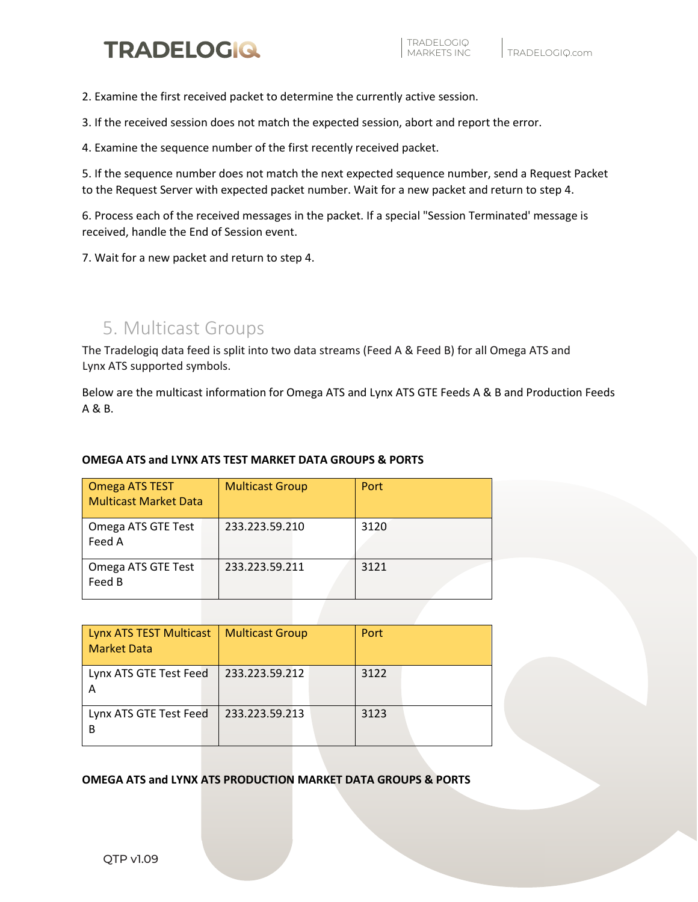2. Examine the first received packet to determine the currently active session.

3. If the received session does not match the expected session, abort and report the error.

4. Examine the sequence number of the first recently received packet.

5. If the sequence number does not match the next expected sequence number, send a Request Packet to the Request Server with expected packet number. Wait for a new packet and return to step 4.

6. Process each of the received messages in the packet. If a special "Session Terminated' message is received, handle the End of Session event.

7. Wait for a new packet and return to step 4.

## 5. Multicast Groups

The Tradelogiq data feed is split into two data streams (Feed A & Feed B) for all Omega ATS and Lynx ATS supported symbols.

Below are the multicast information for Omega ATS and Lynx ATS GTE Feeds A & B and Production Feeds A & B.

**OMEGA ATS and LYNX ATS TEST MARKET DATA GROUPS & PORTS**

| Omega ATS TEST Multicast Market Data | Multicast Group | Port |
|---|---|---|
| Omega ATS GTE Test Feed A | 233.223.59.210 | 3120 |
| Omega ATS GTE Test Feed B | 233.223.59.211 | 3121 |

| Lynx ATS TEST Multicast Market Data | Multicast Group | Port |
|---|---|---|
| Lynx ATS GTE Test Feed A | 233.223.59.212 | 3122 |
| Lynx ATS GTE Test Feed B | 233.223.59.213 | 3123 |

**OMEGA ATS and LYNX ATS PRODUCTION MARKET DATA GROUPS & PORTS**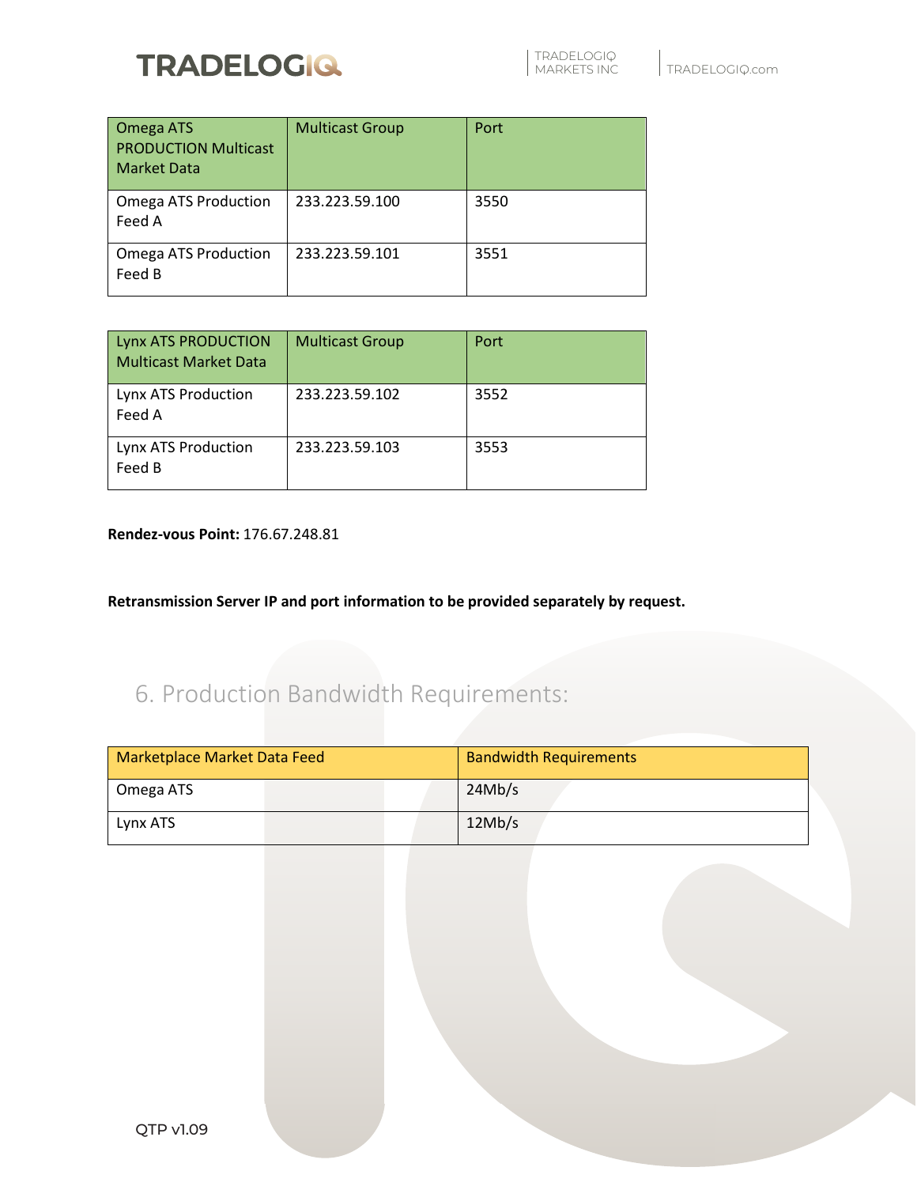| Omega ATS PRODUCTION Multicast Market Data | Multicast Group | Port |
| --- | --- | --- |
| Omega ATS Production Feed A | 233.223.59.100 | 3550 |
| Omega ATS Production Feed B | 233.223.59.101 | 3551 |

| Lynx ATS PRODUCTION Multicast Market Data | Multicast Group | Port |
| --- | --- | --- |
| Lynx ATS Production Feed A | 233.223.59.102 | 3552 |
| Lynx ATS Production Feed B | 233.223.59.103 | 3553 |

**Rendez-vous Point:** 176.67.248.81

**Retransmission Server IP and port information to be provided separately by request.**

## 6. Production Bandwidth Requirements:

| Marketplace Market Data Feed | Bandwidth Requirements |
| --- | --- |
| Omega ATS | 24Mb/s |
| Lynx ATS | 12Mb/s |